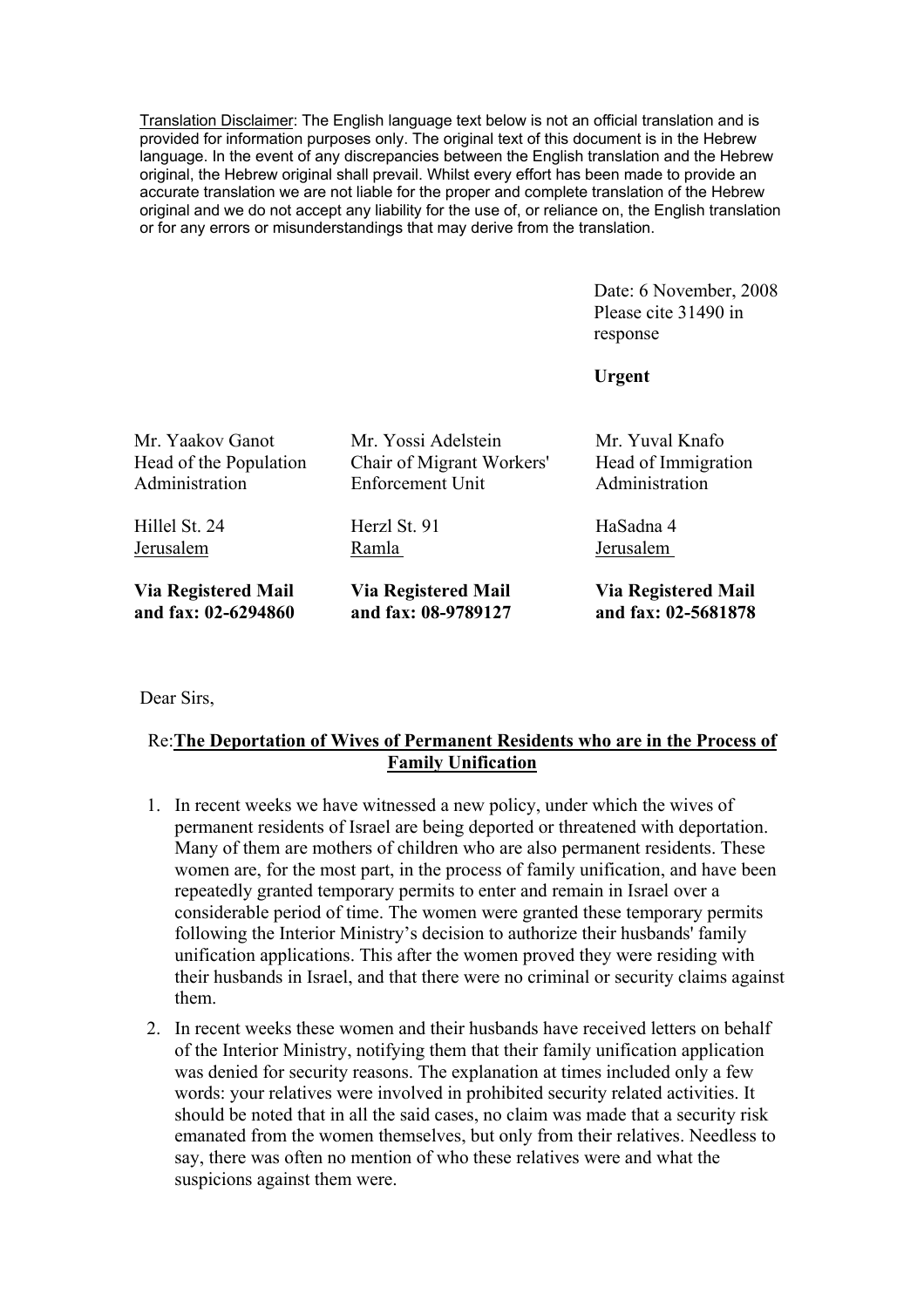Translation Disclaimer: The English language text below is not an official translation and is provided for information purposes only. The original text of this document is in the Hebrew language. In the event of any discrepancies between the English translation and the Hebrew original, the Hebrew original shall prevail. Whilst every effort has been made to provide an accurate translation we are not liable for the proper and complete translation of the Hebrew original and we do not accept any liability for the use of, or reliance on, the English translation or for any errors or misunderstandings that may derive from the translation.

Date: 6 November, 2008
Please cite 31490 in response

**Urgent**

Mr. Yaakov Ganot
Head of the Population Administration

Hillel St. 24
Jerusalem

**Via Registered Mail and fax: 02-6294860**

Mr. Yossi Adelstein
Chair of Migrant Workers' Enforcement Unit

Herzl St. 91
Ramla

**Via Registered Mail and fax: 08-9789127**

Mr. Yuval Knafo
Head of Immigration Administration

HaSadna 4
Jerusalem

**Via Registered Mail and fax: 02-5681878**

Dear Sirs,

Re: **The Deportation of Wives of Permanent Residents who are in the Process of Family Unification**

1. In recent weeks we have witnessed a new policy, under which the wives of permanent residents of Israel are being deported or threatened with deportation. Many of them are mothers of children who are also permanent residents. These women are, for the most part, in the process of family unification, and have been repeatedly granted temporary permits to enter and remain in Israel over a considerable period of time. The women were granted these temporary permits following the Interior Ministry's decision to authorize their husbands' family unification applications. This after the women proved they were residing with their husbands in Israel, and that there were no criminal or security claims against them.
2. In recent weeks these women and their husbands have received letters on behalf of the Interior Ministry, notifying them that their family unification application was denied for security reasons. The explanation at times included only a few words: your relatives were involved in prohibited security related activities. It should be noted that in all the said cases, no claim was made that a security risk emanated from the women themselves, but only from their relatives. Needless to say, there was often no mention of who these relatives were and what the suspicions against them were.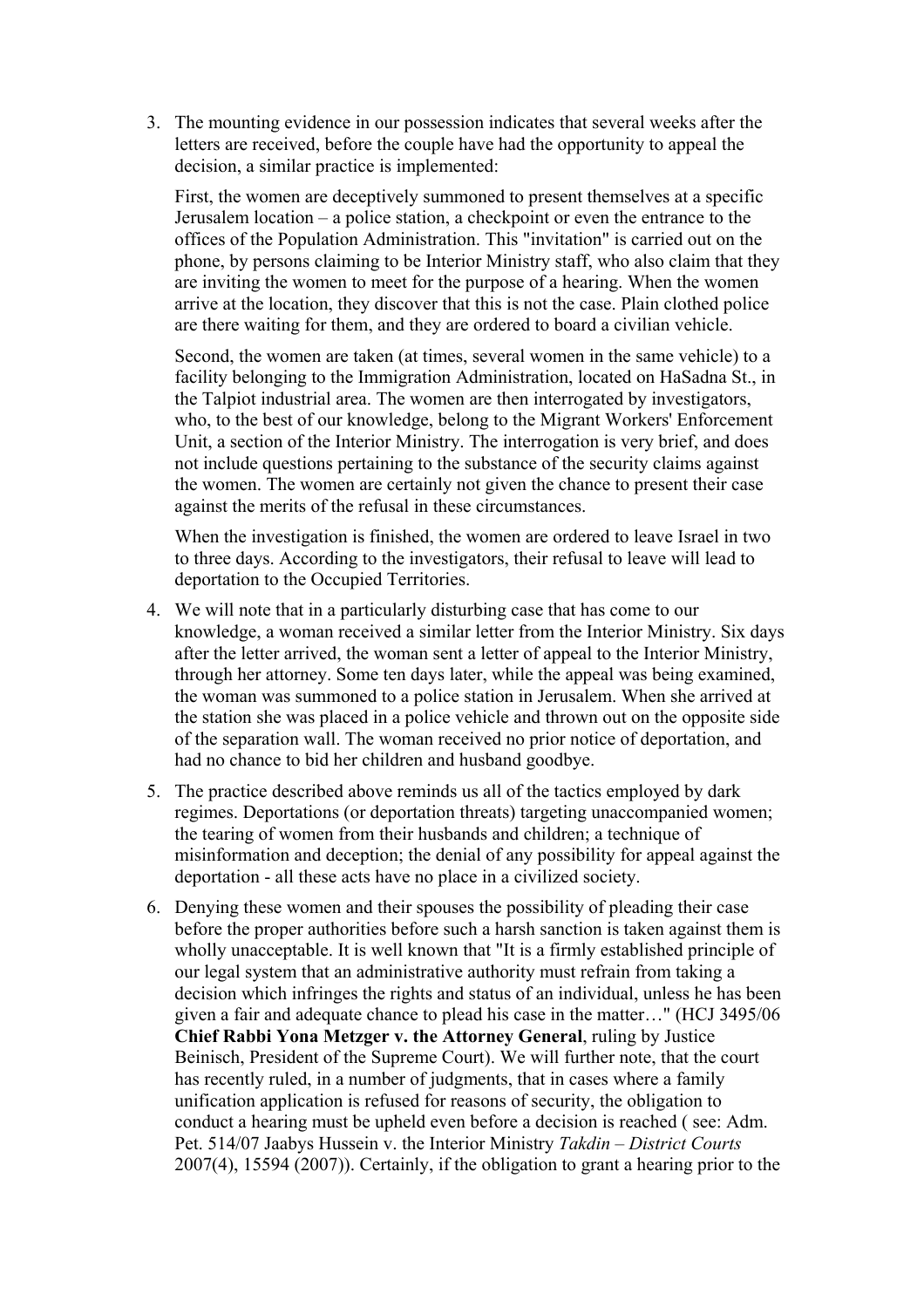3. The mounting evidence in our possession indicates that several weeks after the letters are received, before the couple have had the opportunity to appeal the decision, a similar practice is implemented:

   First, the women are deceptively summoned to present themselves at a specific Jerusalem location – a police station, a checkpoint or even the entrance to the offices of the Population Administration. This "invitation" is carried out on the phone, by persons claiming to be Interior Ministry staff, who also claim that they are inviting the women to meet for the purpose of a hearing. When the women arrive at the location, they discover that this is not the case. Plain clothed police are there waiting for them, and they are ordered to board a civilian vehicle.

   Second, the women are taken (at times, several women in the same vehicle) to a facility belonging to the Immigration Administration, located on HaSadna St., in the Talpiot industrial area. The women are then interrogated by investigators, who, to the best of our knowledge, belong to the Migrant Workers' Enforcement Unit, a section of the Interior Ministry. The interrogation is very brief, and does not include questions pertaining to the substance of the security claims against the women. The women are certainly not given the chance to present their case against the merits of the refusal in these circumstances.

   When the investigation is finished, the women are ordered to leave Israel in two to three days. According to the investigators, their refusal to leave will lead to deportation to the Occupied Territories.

4. We will note that in a particularly disturbing case that has come to our knowledge, a woman received a similar letter from the Interior Ministry. Six days after the letter arrived, the woman sent a letter of appeal to the Interior Ministry, through her attorney. Some ten days later, while the appeal was being examined, the woman was summoned to a police station in Jerusalem. When she arrived at the station she was placed in a police vehicle and thrown out on the opposite side of the separation wall. The woman received no prior notice of deportation, and had no chance to bid her children and husband goodbye.

5. The practice described above reminds us all of the tactics employed by dark regimes. Deportations (or deportation threats) targeting unaccompanied women; the tearing of women from their husbands and children; a technique of misinformation and deception; the denial of any possibility for appeal against the deportation - all these acts have no place in a civilized society.

6. Denying these women and their spouses the possibility of pleading their case before the proper authorities before such a harsh sanction is taken against them is wholly unacceptable. It is well known that "It is a firmly established principle of our legal system that an administrative authority must refrain from taking a decision which infringes the rights and status of an individual, unless he has been given a fair and adequate chance to plead his case in the matter…" (HCJ 3495/06 **Chief Rabbi Yona Metzger v. the Attorney General**, ruling by Justice Beinisch, President of the Supreme Court). We will further note, that the court has recently ruled, in a number of judgments, that in cases where a family unification application is refused for reasons of security, the obligation to conduct a hearing must be upheld even before a decision is reached ( see: Adm. Pet. 514/07 Jaabys Hussein v. the Interior Ministry *Takdin – District Courts* 2007(4), 15594 (2007)). Certainly, if the obligation to grant a hearing prior to the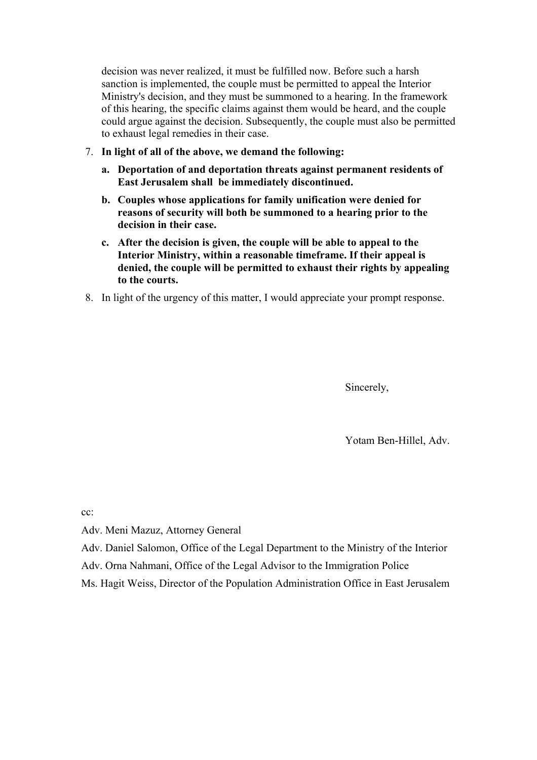decision was never realized, it must be fulfilled now. Before such a harsh sanction is implemented, the couple must be permitted to appeal the Interior Ministry's decision, and they must be summoned to a hearing. In the framework of this hearing, the specific claims against them would be heard, and the couple could argue against the decision. Subsequently, the couple must also be permitted to exhaust legal remedies in their case.

7. **In light of all of the above, we demand the following:**

   a. **Deportation of and deportation threats against permanent residents of East Jerusalem shall be immediately discontinued.**

   b. **Couples whose applications for family unification were denied for reasons of security will both be summoned to a hearing prior to the decision in their case.**

   c. **After the decision is given, the couple will be able to appeal to the Interior Ministry, within a reasonable timeframe. If their appeal is denied, the couple will be permitted to exhaust their rights by appealing to the courts.**

8. In light of the urgency of this matter, I would appreciate your prompt response.

Sincerely,

Yotam Ben-Hillel, Adv.

cc:

Adv. Meni Mazuz, Attorney General

Adv. Daniel Salomon, Office of the Legal Department to the Ministry of the Interior

Adv. Orna Nahmani, Office of the Legal Advisor to the Immigration Police

Ms. Hagit Weiss, Director of the Population Administration Office in East Jerusalem